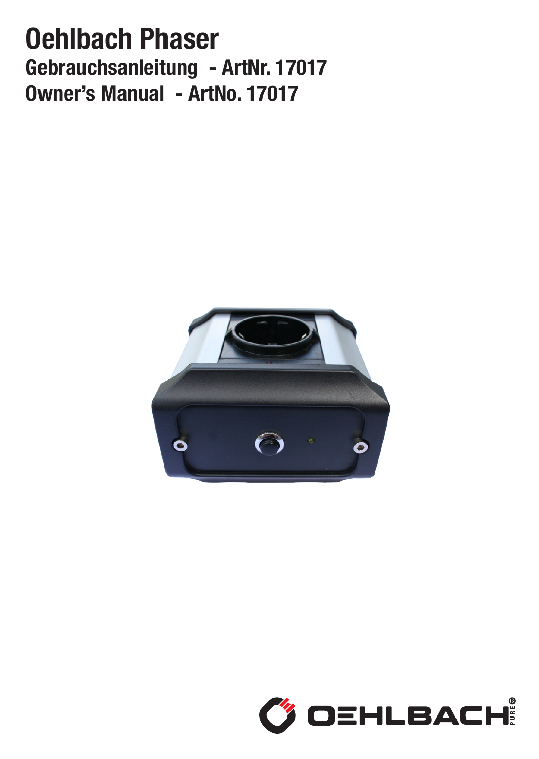# Oehlbach Phaser

## Gebrauchsanleitung - ArtNr. 17017
## Owner's Manual - ArtNo. 17017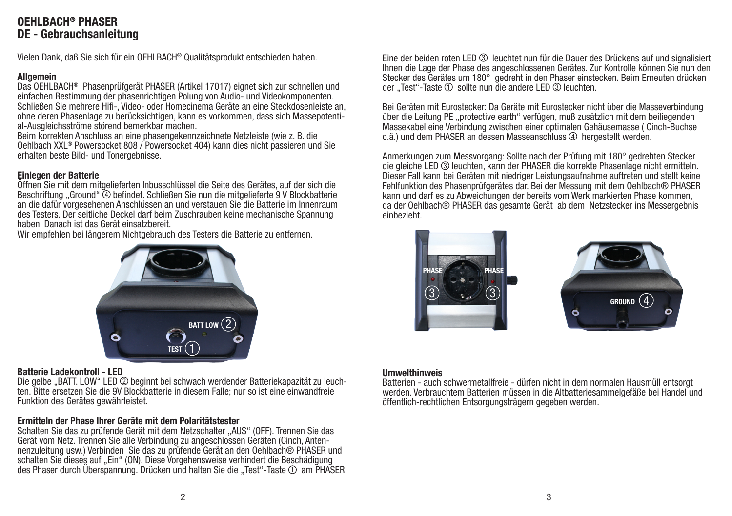# OEHLBACH® PHASER
## DE - Gebrauchsanleitung

Vielen Dank, daß Sie sich für ein OEHLBACH® Qualitätsprodukt entschieden haben.

### Allgemein

Das OEHLBACH® Phasenprüfgerät PHASER (Artikel 17017) eignet sich zur schnellen und einfachen Bestimmung der phasenrichtigen Polung von Audio- und Videokomponenten. Schließen Sie mehrere Hifi-, Video- oder Homecinema Geräte an eine Steckdosenleiste an, ohne deren Phasenlage zu berücksichtigen, kann es vorkommen, dass sich Massepotential-Ausgleichsströme störend bemerkbar machen.
Beim korrekten Anschluss an eine phasengekennzeichnete Netzleiste (wie z. B. die Oehlbach XXL® Powersocket 808 / Powersocket 404) kann dies nicht passieren und Sie erhalten beste Bild- und Tonergebnisse.

### Einlegen der Batterie

Öffnen Sie mit dem mitgelieferten Inbusschlüssel die Seite des Gerätes, auf der sich die Beschriftung „Ground“ ④ befindet. Schließen Sie nun die mitgelieferte 9 V Blockbatterie an die dafür vorgesehenen Anschlüssen an und verstauen Sie die Batterie im Innenraum des Testers. Der seitliche Deckel darf beim Zuschrauben keine mechanische Spannung haben. Danach ist das Gerät einsatzbereit.
Wir empfehlen bei längerem Nichtgebrauch des Testers die Batterie zu entfernen.

BATT LOW ②
TEST ①

### Batterie Ladekontroll - LED

Die gelbe „BATT. LOW“ LED ② beginnt bei schwach werdender Batteriekapazität zu leuchten. Bitte ersetzen Sie die 9V Blockbatterie in diesem Falle; nur so ist eine einwandfreie Funktion des Gerätes gewährleistet.

### Ermitteln der Phase Ihrer Geräte mit dem Polaritätstester

Schalten Sie das zu prüfende Gerät mit dem Netzschalter „AUS“ (OFF). Trennen Sie das Gerät vom Netz. Trennen Sie alle Verbindung zu angeschlossen Geräten (Cinch, Antennenzuleitung usw.) Verbinden Sie das zu prüfende Gerät an den Oehlbach® PHASER und schalten Sie dieses auf „Ein“ (ON). Diese Vorgehensweise verhindert die Beschädigung des Phaser durch Überspannung. Drücken und halten Sie die „Test“-Taste ① am PHASER.

Eine der beiden roten LED ③ leuchtet nun für die Dauer des Drückens auf und signalisiert Ihnen die Lage der Phase des angeschlossenen Gerätes. Zur Kontrolle können Sie nun den Stecker des Gerätes um 180° gedreht in den Phaser einstecken. Beim Erneuten drücken der „Test“-Taste ① sollte nun die andere LED ③ leuchten.

Bei Geräten mit Eurostecker: Da Geräte mit Eurostecker nicht über die Masseverbindung über die Leitung PE „protective earth“ verfügen, muß zusätzlich mit dem beiliegenden Massekabel eine Verbindung zwischen einer optimalen Gehäusemasse ( Cinch-Buchse o.ä.) und dem PHASER an dessen Masseanschluss ④ hergestellt werden.

Anmerkungen zum Messvorgang: Sollte nach der Prüfung mit 180° gedrehten Stecker die gleiche LED ③ leuchten, kann der PHASER die korrekte Phasenlage nicht ermitteln. Dieser Fall kann bei Geräten mit niedriger Leistungsaufnahme auftreten und stellt keine Fehlfunktion des Phasenprüfgerätes dar. Bei der Messung mit dem Oehlbach® PHASER kann und darf es zu Abweichungen der bereits vom Werk markierten Phase kommen, da der Oehlbach® PHASER das gesamte Gerät ab dem Netzstecker ins Messergebnis einbezieht.

PHASE ③ PHASE ③
GROUND ④

### Umwelthinweis

Batterien - auch schwermetallfreie - dürfen nicht in dem normalen Hausmüll entsorgt werden. Verbrauchtem Batterien müssen in die Altbatteriesammelgefäße bei Handel und öffentlich-rechtlichen Entsorgungsträgern gegeben werden.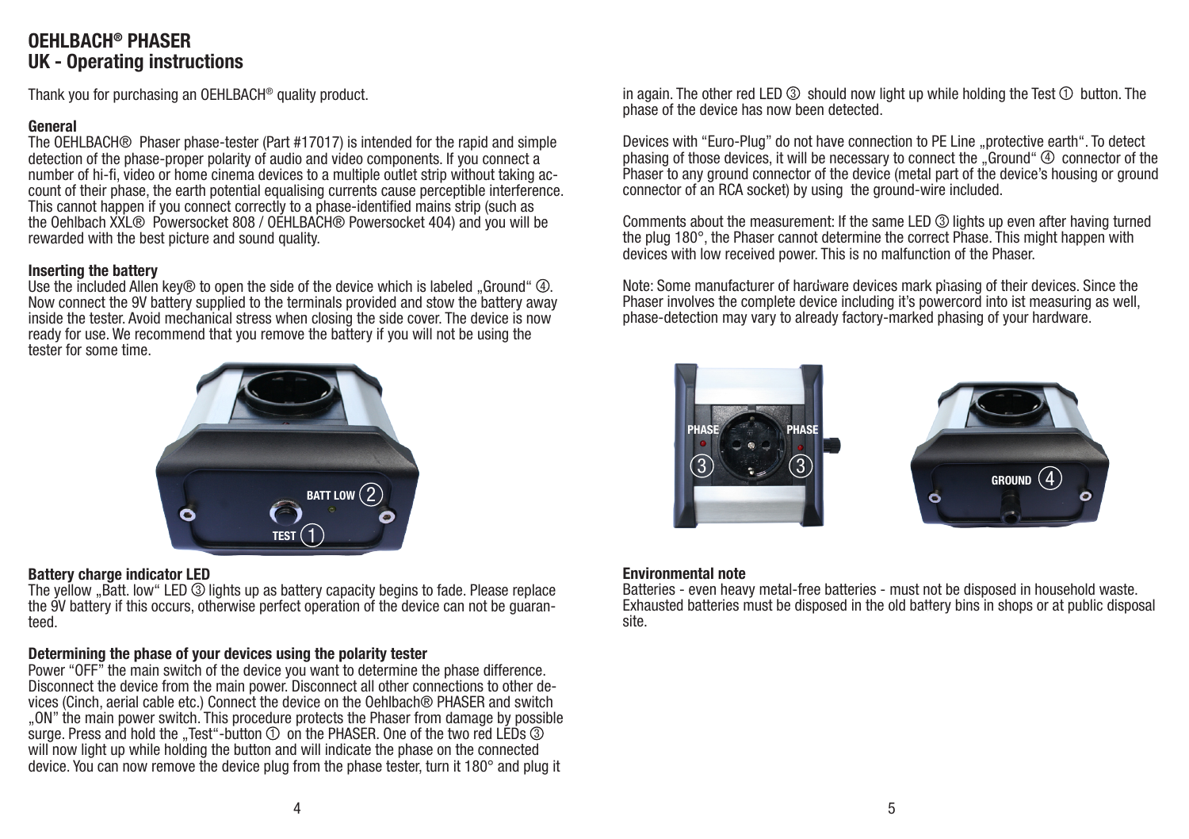# OEHLBACH® PHASER

## UK - Operating instructions

Thank you for purchasing an OEHLBACH® quality product.

### General

The OEHLBACH® Phaser phase-tester (Part #17017) is intended for the rapid and simple detection of the phase-proper polarity of audio and video components. If you connect a number of hi-fi, video or home cinema devices to a multiple outlet strip without taking account of their phase, the earth potential equalising currents cause perceptible interference. This cannot happen if you connect correctly to a phase-identified mains strip (such as the Oehlbach XXL® Powersocket 808 / OEHLBACH® Powersocket 404) and you will be rewarded with the best picture and sound quality.

### Inserting the battery

Use the included Allen key® to open the side of the device which is labeled „Ground" ④. Now connect the 9V battery supplied to the terminals provided and stow the battery away inside the tester. Avoid mechanical stress when closing the side cover. The device is now ready for use. We recommend that you remove the battery if you will not be using the tester for some time.

BATT LOW ②

TEST ①

### Battery charge indicator LED

The yellow „Batt. low" LED ③ lights up as battery capacity begins to fade. Please replace the 9V battery if this occurs, otherwise perfect operation of the device can not be guaranteed.

### Determining the phase of your devices using the polarity tester

Power "OFF" the main switch of the device you want to determine the phase difference. Disconnect the device from the main power. Disconnect all other connections to other devices (Cinch, aerial cable etc.) Connect the device on the Oehlbach® PHASER and switch „ON" the main power switch. This procedure protects the Phaser from damage by possible surge. Press and hold the „Test"-button ① on the PHASER. One of the two red LEDs ③ will now light up while holding the button and will indicate the phase on the connected device. You can now remove the device plug from the phase tester, turn it 180° and plug it in again. The other red LED ③ should now light up while holding the Test ① button. The phase of the device has now been detected.

Devices with "Euro-Plug" do not have connection to PE Line „protective earth". To detect phasing of those devices, it will be necessary to connect the „Ground" ④ connector of the Phaser to any ground connector of the device (metal part of the device's housing or ground connector of an RCA socket) by using the ground-wire included.

Comments about the measurement: If the same LED ③ lights up even after having turned the plug 180°, the Phaser cannot determine the correct Phase. This might happen with devices with low received power. This is no malfunction of the Phaser.

Note: Some manufacturer of hardware devices mark phasing of their devices. Since the Phaser involves the complete device including it's powercord into ist measuring as well, phase-detection may vary to already factory-marked phasing of your hardware.

PHASE ③ PHASE ③

GROUND ④

### Environmental note

Batteries - even heavy metal-free batteries - must not be disposed in household waste. Exhausted batteries must be disposed in the old battery bins in shops or at public disposal site.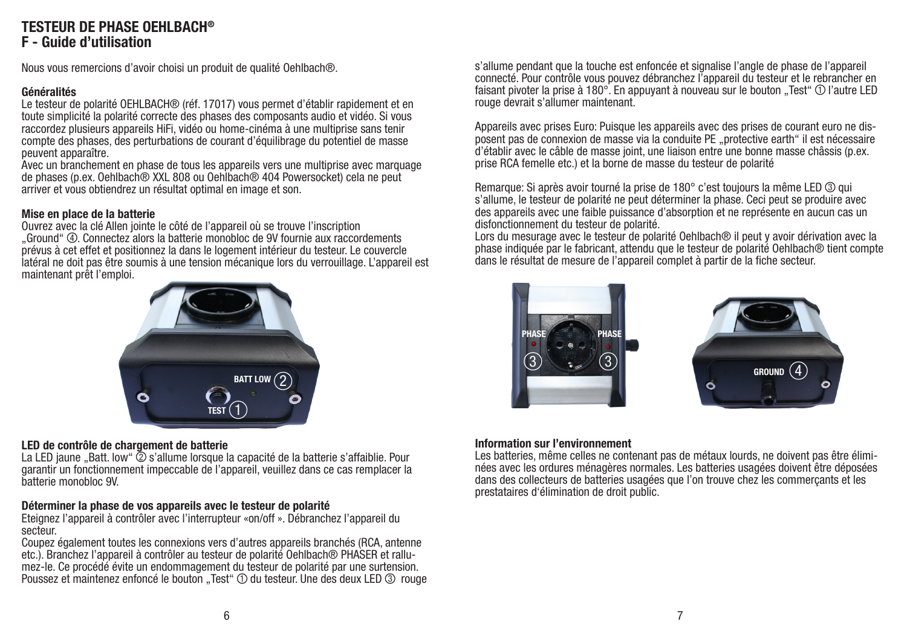# TESTEUR DE PHASE OEHLBACH®
## F - Guide d'utilisation

Nous vous remercions d'avoir choisi un produit de qualité Oehlbach®.

**Généralités**
Le testeur de polarité OEHLBACH® (réf. 17017) vous permet d'établir rapidement et en toute simplicité la polarité correcte des phases des composants audio et vidéo. Si vous raccordez plusieurs appareils HiFi, vidéo ou home-cinéma à une multiprise sans tenir compte des phases, des perturbations de courant d'équilibrage du potentiel de masse peuvent apparaître.
Avec un branchement en phase de tous les appareils vers une multiprise avec marquage de phases (p.ex. Oehlbach® XXL 808 ou Oehlbach® 404 Powersocket) cela ne peut arriver et vous obtiendrez un résultat optimal en image et son.

**Mise en place de la batterie**
Ouvrez avec la clé Allen jointe le côté de l'appareil où se trouve l'inscription „Ground" ④. Connectez alors la batterie monobloc de 9V fournie aux raccordements prévus à cet effet et positionnez la dans le logement intérieur du testeur. Le couvercle latéral ne doit pas être soumis à une tension mécanique lors du verrouillage. L'appareil est maintenant prêt l'emploi.

BATT LOW ②
TEST ①

**LED de contrôle de chargement de batterie**
La LED jaune „Batt. low" ② s'allume lorsque la capacité de la batterie s'affaiblie. Pour garantir un fonctionnement impeccable de l'appareil, veuillez dans ce cas remplacer la batterie monobloc 9V.

**Déterminer la phase de vos appareils avec le testeur de polarité**
Eteignez l'appareil à contrôler avec l'interrupteur «on/off ». Débranchez l'appareil du secteur.
Coupez également toutes les connexions vers d'autres appareils branchés (RCA, antenne etc.). Branchez l'appareil à contrôler au testeur de polarité Oehlbach® PHASER et rallumez-le. Ce procédé évite un endommagement du testeur de polarité par une surtension. Poussez et maintenez enfoncé le bouton „Test" ① du testeur. Une des deux LED ③ rouge s'allume pendant que la touche est enfoncée et signalise l'angle de phase de l'appareil connecté. Pour contrôle vous pouvez débranchez l'appareil du testeur et le rebrancher en faisant pivoter la prise à 180°. En appuyant à nouveau sur le bouton „Test" ① l'autre LED rouge devrait s'allumer maintenant.

Appareils avec prises Euro: Puisque les appareils avec des prises de courant euro ne disposent pas de connexion de masse via la conduite PE „protective earth" il est nécessaire d'établir avec le câble de masse joint, une liaison entre une bonne masse châssis (p.ex. prise RCA femelle etc.) et la borne de masse du testeur de polarité

Remarque: Si après avoir tourné la prise de 180° c'est toujours la même LED ③ qui s'allume, le testeur de polarité ne peut déterminer la phase. Ceci peut se produire avec des appareils avec une faible puissance d'absorption et ne représente en aucun cas un disfonctionnement du testeur de polarité.
Lors du mesurage avec le testeur de polarité Oehlbach® il peut y avoir dérivation avec la phase indiquée par le fabricant, attendu que le testeur de polarité Oehlbach® tient compte dans le résultat de mesure de l'appareil complet à partir de la fiche secteur.

PHASE ③ PHASE ③
GROUND ④

**Information sur l'environnement**
Les batteries, même celles ne contenant pas de métaux lourds, ne doivent pas être éliminées avec les ordures ménagères normales. Les batteries usagées doivent être déposées dans des collecteurs de batteries usagées que l'on trouve chez les commerçants et les prestataires d'élimination de droit public.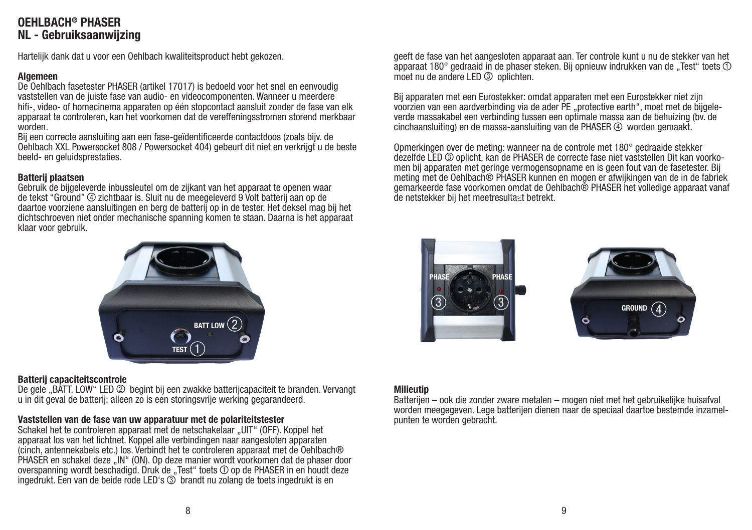# OEHLBACH® PHASER
## NL - Gebruiksaanwijzing

Hartelijk dank dat u voor een Oehlbach kwaliteitsproduct hebt gekozen.

### Algemeen

De Oehlbach fasetester PHASER (artikel 17017) is bedoeld voor het snel en eenvoudig vaststellen van de juiste fase van audio- en videocomponenten. Wanneer u meerdere hifi-, video- of homecinema apparaten op één stopcontact aansluit zonder de fase van elk apparaat te controleren, kan het voorkomen dat de vereffeningsstromen storend merkbaar worden.

Bij een correcte aansluiting aan een fase-geïdentificeerde contactdoos (zoals bijv. de Oehlbach XXL Powersocket 808 / Powersocket 404) gebeurt dit niet en verkrijgt u de beste beeld- en geluidsprestaties.

### Batterij plaatsen

Gebruik de bijgeleverde inbussleutel om de zijkant van het apparaat te openen waar de tekst "Ground" ④ zichtbaar is. Sluit nu de meegeleverd 9 Volt batterij aan op de daartoe voorziene aansluitingen en berg de batterij op in de tester. Het deksel mag bij het dichtschroeven niet onder mechanische spanning komen te staan. Daarna is het apparaat klaar voor gebruik.

BATT LOW ②

TEST ①

### Batterij capaciteitscontrole

De gele „BATT. LOW" LED ② begint bij een zwakke batterijcapaciteit te branden. Vervangt u in dit geval de batterij; alleen zo is een storingsvrije werking gegarandeerd.

### Vaststellen van de fase van uw apparatuur met de polariteitstester

Schakel het te controleren apparaat met de netschakelaar „UIT" (OFF). Koppel het apparaat los van het lichtnet. Koppel alle verbindingen naar aangesloten apparaten (cinch, antennekabels etc.) los. Verbindt het te controleren apparaat met de Oehlbach® PHASER en schakel deze „IN" (ON). Op deze manier wordt voorkomen dat de phaser door overspanning wordt beschadigd. Druk de „Test" toets ① op de PHASER in en houdt deze ingedrukt. Een van de beide rode LED's ③ brandt nu zolang de toets ingedrukt is en geeft de fase van het aangesloten apparaat aan. Ter controle kunt u nu de stekker van het apparaat 180° gedraaid in de phaser steken. Bij opnieuw indrukken van de „Test" toets ① moet nu de andere LED ③ oplichten.

Bij apparaten met een Eurostekker: omdat apparaten met een Eurostekker niet zijn voorzien van een aardverbinding via de ader PE „protective earth", moet met de bijgeleverde massakabel een verbinding tussen een optimale massa aan de behuizing (bv. de cinchaansluiting) en de massa-aansluiting van de PHASER ④ worden gemaakt.

Opmerkingen over de meting: wanneer na de controle met 180° gedraaide stekker dezelfde LED ③ oplicht, kan de PHASER de correcte fase niet vaststellen Dit kan voorkomen bij apparaten met geringe vermogensopname en is geen fout van de fasetester. Bij meting met de Oehlbach® PHASER kunnen en mogen er afwijkingen van de in de fabriek gemarkeerde fase voorkomen omdat de Oehlbach® PHASER het volledige apparaat vanaf de netstekker bij het meetresultaat betrekt.

PHASE ③ PHASE ③

GROUND ④

### Milieutip

Batterijen – ook die zonder zware metalen – mogen niet met het gebruikelijke huisafval worden meegegeven. Lege batterijen dienen naar de speciaal daartoe bestemde inzamelpunten te worden gebracht.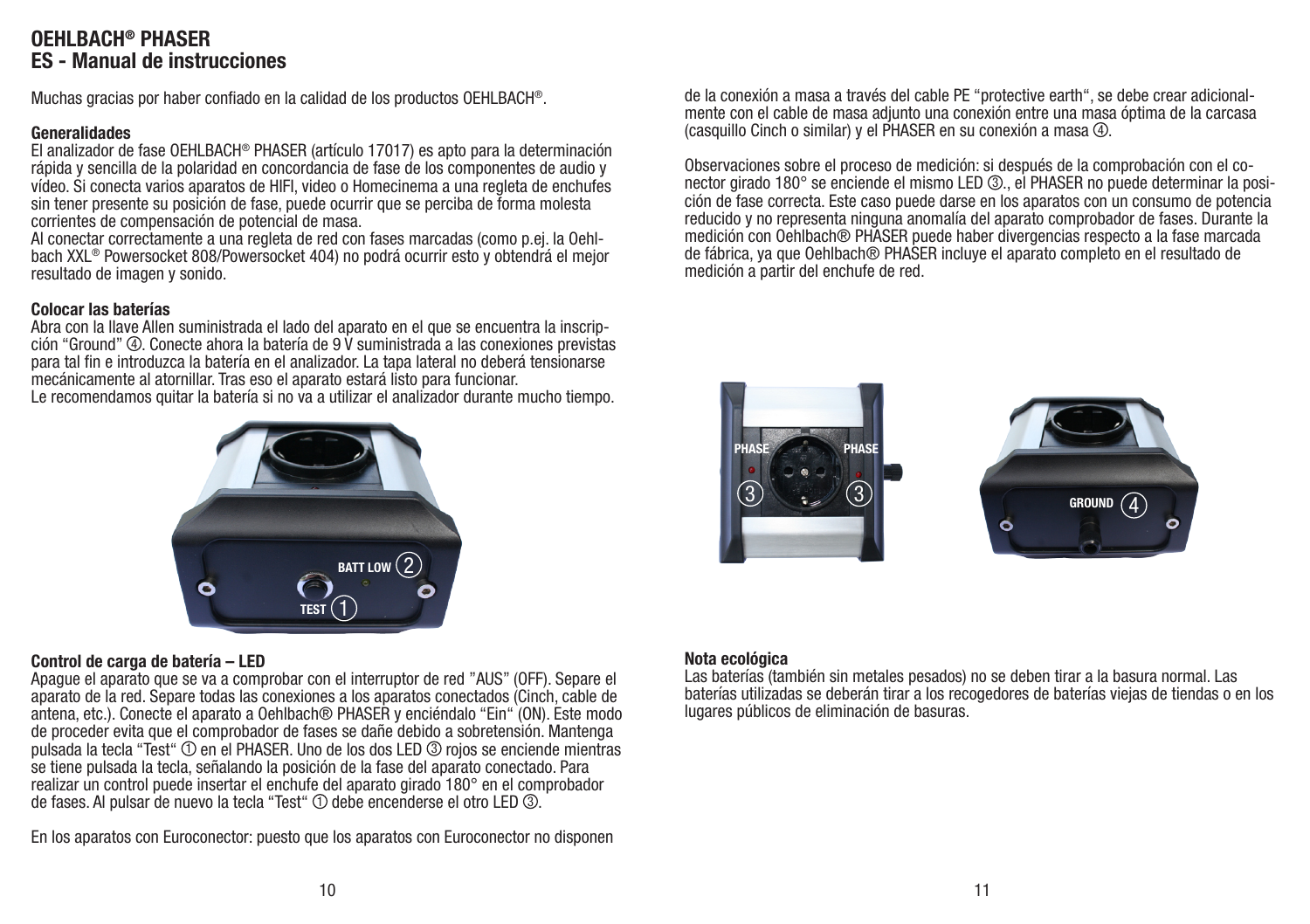# OEHLBACH® PHASER
## ES - Manual de instrucciones

Muchas gracias por haber confiado en la calidad de los productos OEHLBACH®.

**Generalidades**
El analizador de fase OEHLBACH® PHASER (artículo 17017) es apto para la determinación rápida y sencilla de la polaridad en concordancia de fase de los componentes de audio y vídeo. Si conecta varios aparatos de HIFI, video o Homecinema a una regleta de enchufes sin tener presente su posición de fase, puede ocurrir que se perciba de forma molesta corrientes de compensación de potencial de masa.
Al conectar correctamente a una regleta de red con fases marcadas (como p.ej. la Oehlbach XXL® Powersocket 808/Powersocket 404) no podrá ocurrir esto y obtendrá el mejor resultado de imagen y sonido.

**Colocar las baterías**
Abra con la llave Allen suministrada el lado del aparato en el que se encuentra la inscripción “Ground” ④. Conecte ahora la batería de 9 V suministrada a las conexiones previstas para tal fin e introduzca la batería en el analizador. La tapa lateral no deberá tensionarse mecánicamente al atornillar. Tras eso el aparato estará listo para funcionar.
Le recomendamos quitar la batería si no va a utilizar el analizador durante mucho tiempo.

BATT LOW ②
TEST ①

**Control de carga de batería – LED**
Apague el aparato que se va a comprobar con el interruptor de red ”AUS” (OFF). Separe el aparato de la red. Separe todas las conexiones a los aparatos conectados (Cinch, cable de antena, etc.). Conecte el aparato a Oehlbach® PHASER y enciéndalo “Ein“ (ON). Este modo de proceder evita que el comprobador de fases se dañe debido a sobretensión. Mantenga pulsada la tecla “Test“ ① en el PHASER. Uno de los dos LED ③ rojos se enciende mientras se tiene pulsada la tecla, señalando la posición de la fase del aparato conectado. Para realizar un control puede insertar el enchufe del aparato girado 180° en el comprobador de fases. Al pulsar de nuevo la tecla “Test“ ① debe encenderse el otro LED ③.

En los aparatos con Euroconector: puesto que los aparatos con Euroconector no disponen de la conexión a masa a través del cable PE “protective earth“, se debe crear adicionalmente con el cable de masa adjunto una conexión entre una masa óptima de la carcasa (casquillo Cinch o similar) y el PHASER en su conexión a masa ④.

Observaciones sobre el proceso de medición: si después de la comprobación con el conector girado 180° se enciende el mismo LED ③., el PHASER no puede determinar la posición de fase correcta. Este caso puede darse en los aparatos con un consumo de potencia reducido y no representa ninguna anomalía del aparato comprobador de fases. Durante la medición con Oehlbach® PHASER puede haber divergencias respecto a la fase marcada de fábrica, ya que Oehlbach® PHASER incluye el aparato completo en el resultado de medición a partir del enchufe de red.

PHASE ③ PHASE ③
GROUND ④

**Nota ecológica**
Las baterías (también sin metales pesados) no se deben tirar a la basura normal. Las baterías utilizadas se deberán tirar a los recogedores de baterías viejas de tiendas o en los lugares públicos de eliminación de basuras.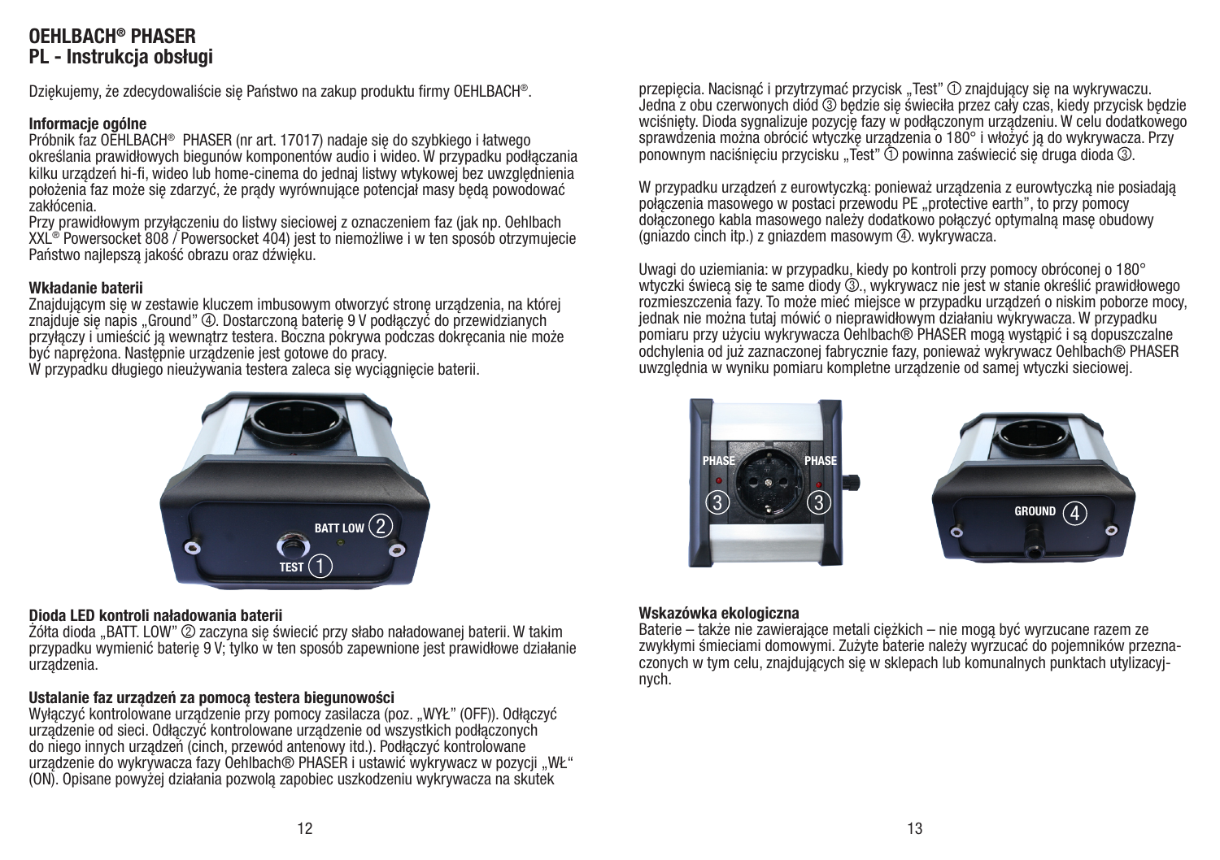**OEHLBACH® PHASER**
**PL - Instrukcja obsługi**

Dziękujemy, że zdecydowaliście się Państwo na zakup produktu firmy OEHLBACH®.

**Informacje ogólne**
Próbnik faz OEHLBACH® PHASER (nr art. 17017) nadaje się do szybkiego i łatwego określania prawidłowych biegunów komponentów audio i wideo. W przypadku podłączania kilku urządzeń hi-fi, wideo lub home-cinema do jednaj listwy wtykowej bez uwzględnienia położenia faz może się zdarzyć, że prądy wyrównujące potencjał masy będą powodować zakłócenia.
Przy prawidłowym przyłączeniu do listwy sieciowej z oznaczeniem faz (jak np. Oehlbach XXL® Powersocket 808 / Powersocket 404) jest to niemożliwe i w ten sposób otrzymujecie Państwo najlepszą jakość obrazu oraz dźwięku.

**Wkładanie baterii**
Znajdującym się w zestawie kluczem imbusowym otworzyć stronę urządzenia, na której znajduje się napis „Ground" ④. Dostarczoną baterię 9 V podłączyć do przewidzianych przyłączy i umieścić ją wewnątrz testera. Boczna pokrywa podczas dokręcania nie może być naprężona. Następnie urządzenie jest gotowe do pracy.
W przypadku długiego nieużywania testera zaleca się wyciągnięcie baterii.

BATT LOW ②
TEST ①

**Dioda LED kontroli naładowania baterii**
Żółta dioda „BATT. LOW" ② zaczyna się świecić przy słabo naładowanej baterii. W takim przypadku wymienić baterię 9 V; tylko w ten sposób zapewnione jest prawidłowe działanie urządzenia.

**Ustalanie faz urządzeń za pomocą testera biegunowości**
Wyłączyć kontrolowane urządzenie przy pomocy zasilacza (poz. „WYŁ" (OFF)). Odłączyć urządzenie od sieci. Odłączyć kontrolowane urządzenie od wszystkich podłączonych do niego innych urządzeń (cinch, przewód antenowy itd.). Podłączyć kontrolowane urządzenie do wykrywacza fazy Oehlbach® PHASER i ustawić wykrywacz w pozycji „WŁ" (ON). Opisane powyżej działania pozwolą zapobiec uszkodzeniu wykrywacza na skutek przepięcia. Nacisnąć i przytrzymać przycisk „Test" ① znajdujący się na wykrywaczu. Jedna z obu czerwonych diód ③ będzie się świeciła przez cały czas, kiedy przycisk będzie wciśnięty. Dioda sygnalizuje pozycję fazy w podłączonym urządzeniu. W celu dodatkowego sprawdzenia można obrócić wtyczkę urządzenia o 180° i włożyć ją do wykrywacza. Przy ponownym naciśnięciu przycisku „Test" ① powinna zaświecić się druga dioda ③.

W przypadku urządzeń z eurowtyczką: ponieważ urządzenia z eurowtyczką nie posiadają połączenia masowego w postaci przewodu PE „protective earth", to przy pomocy dołączonego kabla masowego należy dodatkowo połączyć optymalną masę obudowy (gniazdo cinch itp.) z gniazdem masowym ④. wykrywacza.

Uwagi do uziemiania: w przypadku, kiedy po kontroli przy pomocy obróconej o 180° wtyczki świecą się te same diody ③., wykrywacz nie jest w stanie określić prawidłowego rozmieszczenia fazy. To może mieć miejsce w przypadku urządzeń o niskim poborze mocy, jednak nie można tutaj mówić o nieprawidłowym działaniu wykrywacza. W przypadku pomiaru przy użyciu wykrywacza Oehlbach® PHASER mogą wystąpić i są dopuszczalne odchylenia od już zaznaczonej fabrycznie fazy, ponieważ wykrywacz Oehlbach® PHASER uwzględnia w wyniku pomiaru kompletne urządzenie od samej wtyczki sieciowej.

PHASE ③ PHASE ③
GROUND ④

**Wskazówka ekologiczna**
Baterie – także nie zawierające metali ciężkich – nie mogą być wyrzucane razem ze zwykłymi śmieciami domowymi. Zużyte baterie należy wyrzucać do pojemników przeznaczonych w tym celu, znajdujących się w sklepach lub komunalnych punktach utylizacyjnych.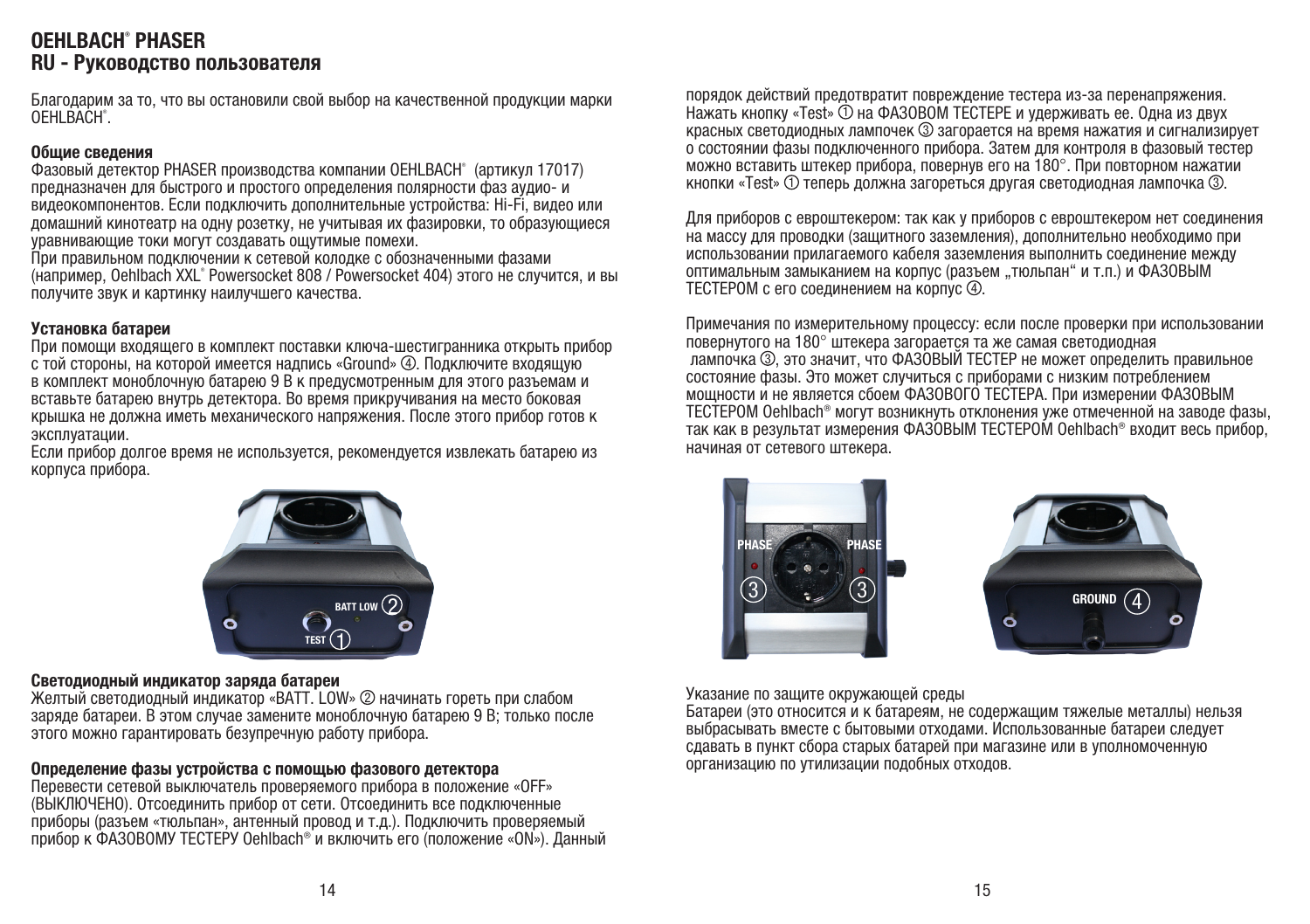# OEHLBACH® PHASER

## RU - Руководство пользователя

Благодарим за то, что вы остановили свой выбор на качественной продукции марки OEHLBACH®.

### Общие сведения

Фазовый детектор PHASER производства компании OEHLBACH® (артикул 17017) предназначен для быстрого и простого определения полярности фаз аудио- и видеокомпонентов. Если подключить дополнительные устройства: Hi-Fi, видео или домашний кинотеатр на одну розетку, не учитывая их фазировки, то образующиеся уравнивающие токи могут создавать ощутимые помехи.
При правильном подключении к сетевой колодке с обозначенными фазами (например, Oehlbach XXL® Powersocket 808 / Powersocket 404) этого не случится, и вы получите звук и картинку наилучшего качества.

### Установка батареи

При помощи входящего в комплект поставки ключа-шестигранника открыть прибор с той стороны, на которой имеется надпись «Ground» ④. Подключите входящую в комплект моноблочную батарею 9 В к предусмотренным для этого разъемам и вставьте батарею внутрь детектора. Во время прикручивания на место боковая крышка не должна иметь механического напряжения. После этого прибор готов к эксплуатации.
Если прибор долгое время не используется, рекомендуется извлекать батарею из корпуса прибора.

### Светодиодный индикатор заряда батареи

Желтый светодиодный индикатор «BATT. LOW» ② начинать гореть при слабом заряде батареи. В этом случае замените моноблочную батарею 9 В; только после этого можно гарантировать безупречную работу прибора.

### Определение фазы устройства с помощью фазового детектора

Перевести сетевой выключатель проверяемого прибора в положение «OFF» (ВЫКЛЮЧЕНО). Отсоединить прибор от сети. Отсоединить все подключенные приборы (разъем «тюльпан», антенный провод и т.д.). Подключить проверяемый прибор к ФАЗОВОМУ ТЕСТЕРУ Oehlbach® и включить его (положение «ON»). Данный порядок действий предотвратит повреждение тестера из-за перенапряжения. Нажать кнопку «Test» ① на ФАЗОВОМ ТЕСТЕРЕ и удерживать ее. Одна из двух красных светодиодных лампочек ③ загорается на время нажатия и сигнализирует о состоянии фазы подключенного прибора. Затем для контроля в фазовый тестер можно вставить штекер прибора, повернув его на 180°. При повторном нажатии кнопки «Test» ① теперь должна загореться другая светодиодная лампочка ③.

Для приборов с евроштекером: так как у приборов с евроштекером нет соединения на массу для проводки (защитного заземления), дополнительно необходимо при использовании прилагаемого кабеля заземления выполнить соединение между оптимальным замыканием на корпус (разъем „тюльпан“ и т.п.) и ФАЗОВЫМ ТЕСТЕРОМ с его соединением на корпус ④.

Примечания по измерительному процессу: если после проверки при использовании повернутого на 180° штекера загорается та же самая светодиодная лампочка ③, это значит, что ФАЗОВЫЙ ТЕСТЕР не может определить правильное состояние фазы. Это может случиться с приборами с низким потреблением мощности и не является сбоем ФАЗОВОГО ТЕСТЕРА. При измерении ФАЗОВЫМ ТЕСТЕРОМ Oehlbach® могут возникнуть отклонения уже отмеченной на заводе фазы, так как в результат измерения ФАЗОВЫМ ТЕСТЕРОМ Oehlbach® входит весь прибор, начиная от сетевого штекера.

Указание по защите окружающей среды
Батареи (это относится и к батареям, не содержащим тяжелые металлы) нельзя выбрасывать вместе с бытовыми отходами. Использованные батареи следует сдавать в пункт сбора старых батарей при магазине или в уполномоченную организацию по утилизации подобных отходов.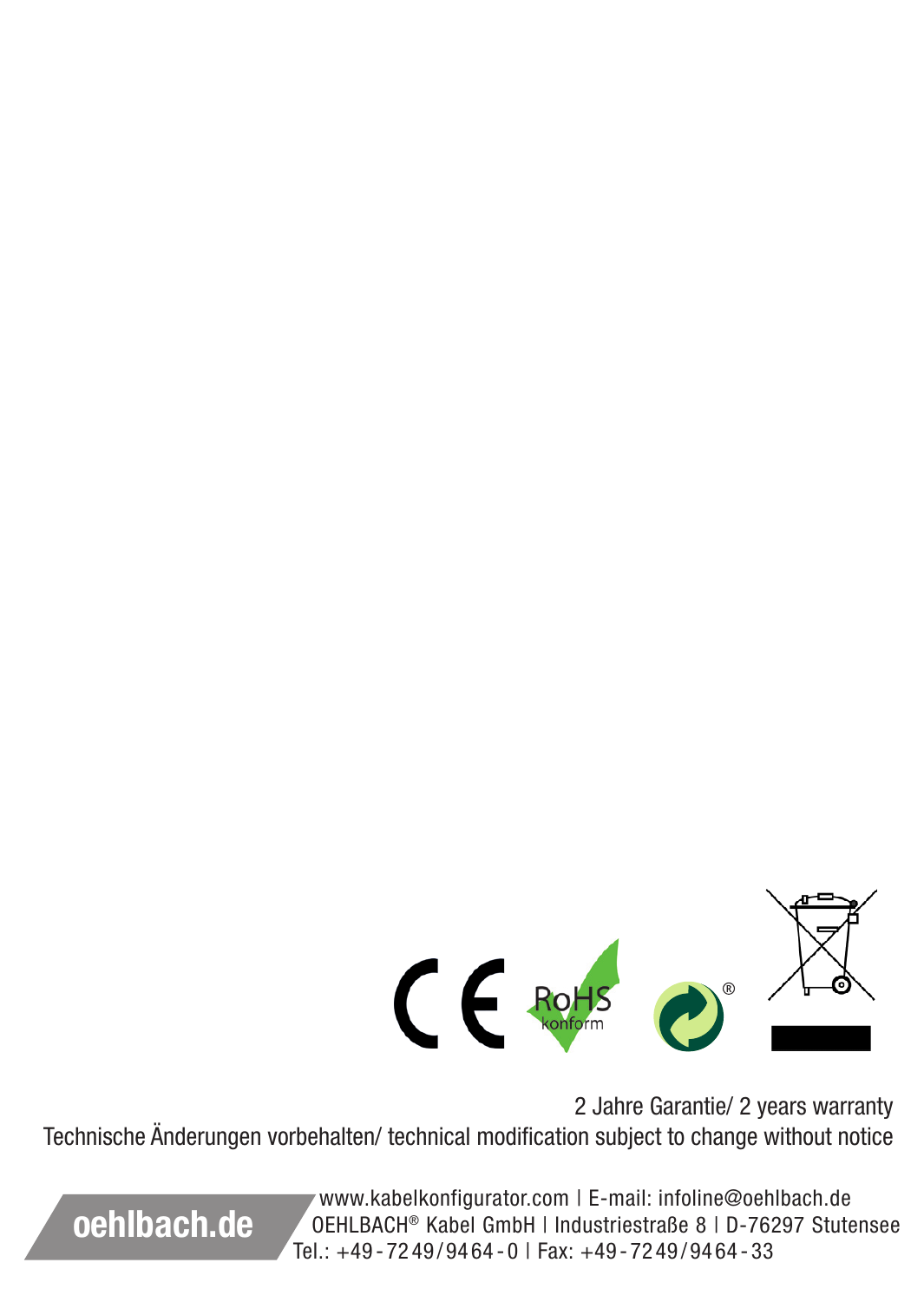RoHS konform

2 Jahre Garantie/ 2 years warranty

Technische Änderungen vorbehalten/ technical modification subject to change without notice

oehlbach.de

www.kabelkonfigurator.com | E-mail: infoline@oehlbach.de

OEHLBACH® Kabel GmbH | Industriestraße 8 | D-76297 Stutensee

Tel.: +49-7249/9464-0 | Fax: +49-7249/9464-33